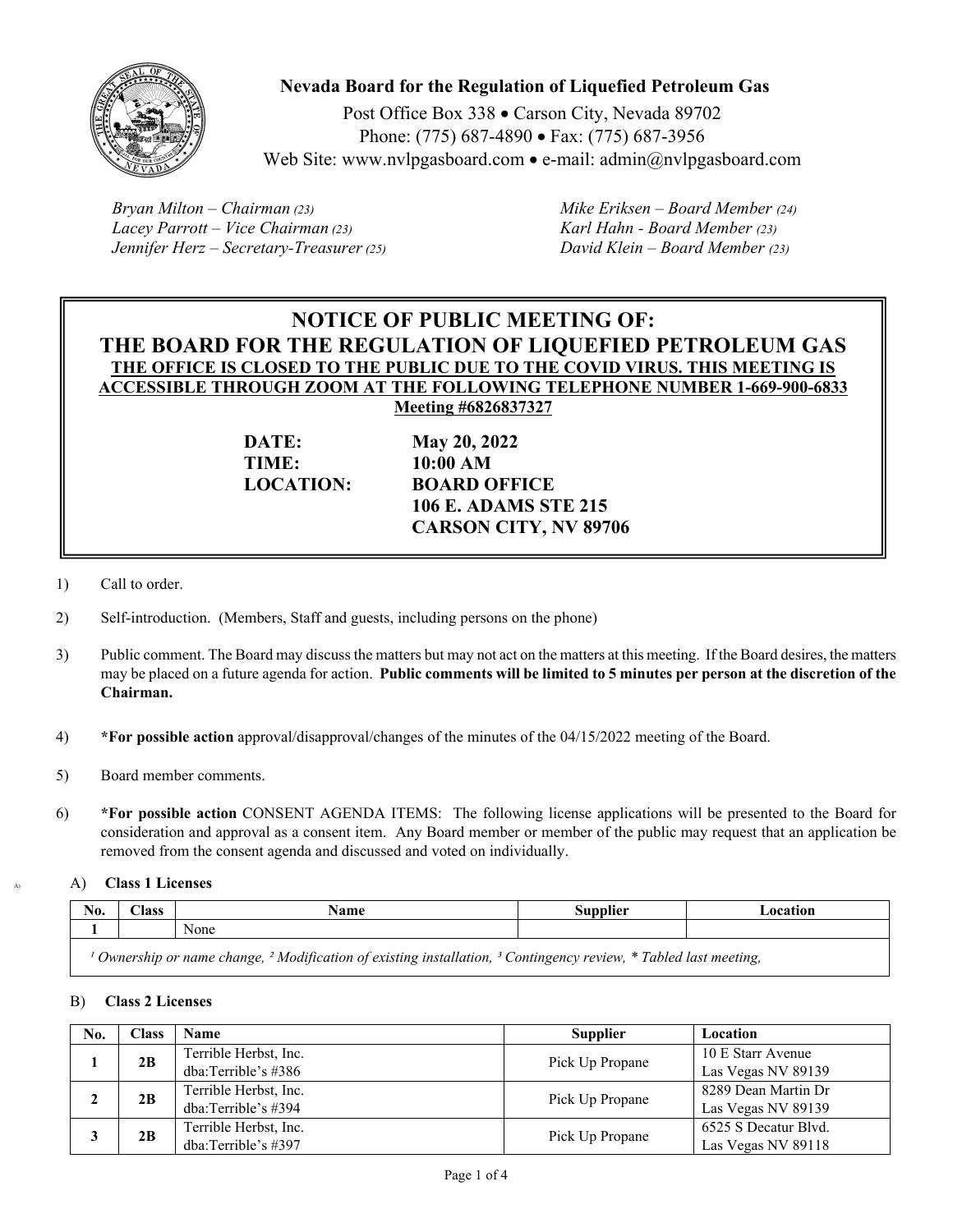**Nevada Board for the Regulation of Liquefied Petroleum Gas**

Post Office Box 338 • Carson City, Nevada 89702
Phone: (775) 687-4890 • Fax: (775) 687-3956
Web Site: www.nvlpgasboard.com • e-mail: admin@nvlpgasboard.com

*Bryan Milton – Chairman (23)*
*Lacey Parrott – Vice Chairman (23)*
*Jennifer Herz – Secretary-Treasurer (25)*
*Mike Eriksen – Board Member (24)*
*Karl Hahn - Board Member (23)*
*David Klein – Board Member (23)*

# NOTICE OF PUBLIC MEETING OF:
# THE BOARD FOR THE REGULATION OF LIQUEFIED PETROLEUM GAS

**THE OFFICE IS CLOSED TO THE PUBLIC DUE TO THE COVID VIRUS. THIS MEETING IS ACCESSIBLE THROUGH ZOOM AT THE FOLLOWING TELEPHONE NUMBER 1-669-900-6833 Meeting #6826837327**

**DATE:** May 20, 2022
**TIME:** 10:00 AM
**LOCATION:** BOARD OFFICE
106 E. ADAMS STE 215
CARSON CITY, NV 89706

1) Call to order.

2) Self-introduction. (Members, Staff and guests, including persons on the phone)

3) Public comment. The Board may discuss the matters but may not act on the matters at this meeting. If the Board desires, the matters may be placed on a future agenda for action. **Public comments will be limited to 5 minutes per person at the discretion of the Chairman.**

4) ***For possible action** approval/disapproval/changes of the minutes of the 04/15/2022 meeting of the Board.

5) Board member comments.

6) ***For possible action** CONSENT AGENDA ITEMS: The following license applications will be presented to the Board for consideration and approval as a consent item. Any Board member or member of the public may request that an application be removed from the consent agenda and discussed and voted on individually.

A) **Class 1 Licenses**

| No. | Class | Name | Supplier | Location |
|---|---|---|---|---|
| 1 | | None | | |

*[1] Ownership or name change, [2] Modification of existing installation, [3] Contingency review, * Tabled last meeting,*

B) **Class 2 Licenses**

| No. | Class | Name | Supplier | Location |
|---|---|---|---|---|
| 1 | 2B | Terrible Herbst, Inc. dba:Terrible's #386 | Pick Up Propane | 10 E Starr Avenue Las Vegas NV 89139 |
| 2 | 2B | Terrible Herbst, Inc. dba:Terrible's #394 | Pick Up Propane | 8289 Dean Martin Dr Las Vegas NV 89139 |
| 3 | 2B | Terrible Herbst, Inc. dba:Terrible's #397 | Pick Up Propane | 6525 S Decatur Blvd. Las Vegas NV 89118 |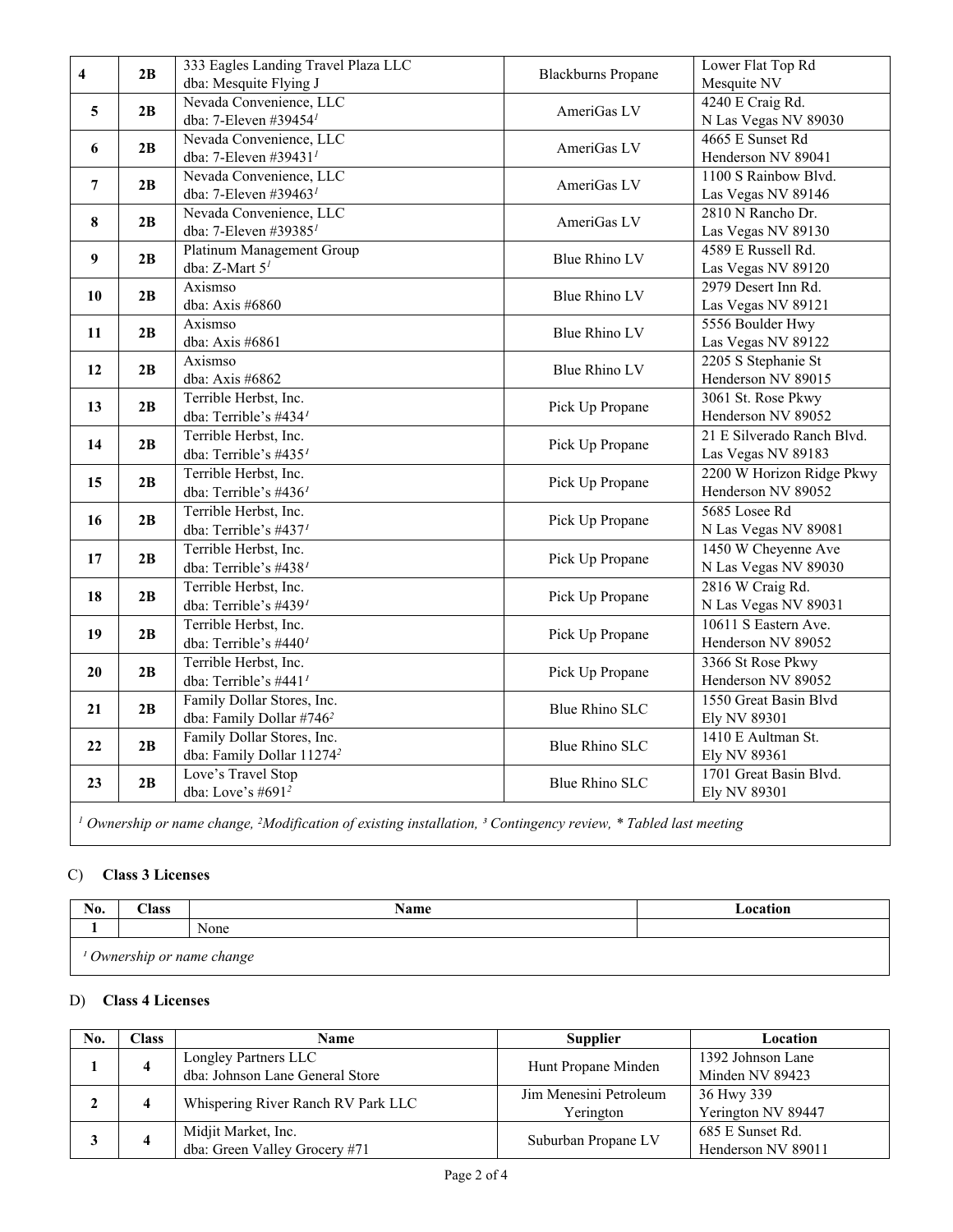| 4 | 2B | 333 Eagles Landing Travel Plaza LLC<br>dba: Mesquite Flying J | Blackburns Propane | Lower Flat Top Rd<br>Mesquite NV |
|---|---|---|---|---|
| 5 | 2B | Nevada Convenience, LLC<br>dba: 7-Eleven #39454[1] | AmeriGas LV | 4240 E Craig Rd.<br>N Las Vegas NV 89030 |
| 6 | 2B | Nevada Convenience, LLC<br>dba: 7-Eleven #39431[1] | AmeriGas LV | 4665 E Sunset Rd<br>Henderson NV 89041 |
| 7 | 2B | Nevada Convenience, LLC<br>dba: 7-Eleven #39463[1] | AmeriGas LV | 1100 S Rainbow Blvd.<br>Las Vegas NV 89146 |
| 8 | 2B | Nevada Convenience, LLC<br>dba: 7-Eleven #39385[1] | AmeriGas LV | 2810 N Rancho Dr.<br>Las Vegas NV 89130 |
| 9 | 2B | Platinum Management Group<br>dba: Z-Mart 5[1] | Blue Rhino LV | 4589 E Russell Rd.<br>Las Vegas NV 89120 |
| 10 | 2B | Axismso<br>dba: Axis #6860 | Blue Rhino LV | 2979 Desert Inn Rd.<br>Las Vegas NV 89121 |
| 11 | 2B | Axismso<br>dba: Axis #6861 | Blue Rhino LV | 5556 Boulder Hwy<br>Las Vegas NV 89122 |
| 12 | 2B | Axismso<br>dba: Axis #6862 | Blue Rhino LV | 2205 S Stephanie St<br>Henderson NV 89015 |
| 13 | 2B | Terrible Herbst, Inc.<br>dba: Terrible's #434[1] | Pick Up Propane | 3061 St. Rose Pkwy<br>Henderson NV 89052 |
| 14 | 2B | Terrible Herbst, Inc.<br>dba: Terrible's #435[1] | Pick Up Propane | 21 E Silverado Ranch Blvd.<br>Las Vegas NV 89183 |
| 15 | 2B | Terrible Herbst, Inc.<br>dba: Terrible's #436[1] | Pick Up Propane | 2200 W Horizon Ridge Pkwy<br>Henderson NV 89052 |
| 16 | 2B | Terrible Herbst, Inc.<br>dba: Terrible's #437[1] | Pick Up Propane | 5685 Losee Rd<br>N Las Vegas NV 89081 |
| 17 | 2B | Terrible Herbst, Inc.<br>dba: Terrible's #438[1] | Pick Up Propane | 1450 W Cheyenne Ave<br>N Las Vegas NV 89030 |
| 18 | 2B | Terrible Herbst, Inc.<br>dba: Terrible's #439[1] | Pick Up Propane | 2816 W Craig Rd.<br>N Las Vegas NV 89031 |
| 19 | 2B | Terrible Herbst, Inc.<br>dba: Terrible's #440[1] | Pick Up Propane | 10611 S Eastern Ave.<br>Henderson NV 89052 |
| 20 | 2B | Terrible Herbst, Inc.<br>dba: Terrible's #441[1] | Pick Up Propane | 3366 St Rose Pkwy<br>Henderson NV 89052 |
| 21 | 2B | Family Dollar Stores, Inc.<br>dba: Family Dollar #746[2] | Blue Rhino SLC | 1550 Great Basin Blvd<br>Ely NV 89301 |
| 22 | 2B | Family Dollar Stores, Inc.<br>dba: Family Dollar 11274[2] | Blue Rhino SLC | 1410 E Aultman St.<br>Ely NV 89361 |
| 23 | 2B | Love's Travel Stop<br>dba: Love's #691[2] | Blue Rhino SLC | 1701 Great Basin Blvd.<br>Ely NV 89301 |

*[1] Ownership or name change, [2]Modification of existing installation, [3] Contingency review, * Tabled last meeting*

C) **Class 3 Licenses**

| No. | Class | Name | Location |
|---|---|---|---|
| 1 | | None | |

*[1] Ownership or name change*

D) **Class 4 Licenses**

| No. | Class | Name | Supplier | Location |
|---|---|---|---|---|
| 1 | 4 | Longley Partners LLC<br>dba: Johnson Lane General Store | Hunt Propane Minden | 1392 Johnson Lane<br>Minden NV 89423 |
| 2 | 4 | Whispering River Ranch RV Park LLC | Jim Menesini Petroleum<br>Yerington | 36 Hwy 339<br>Yerington NV 89447 |
| 3 | 4 | Midjit Market, Inc.<br>dba: Green Valley Grocery #71 | Suburban Propane LV | 685 E Sunset Rd.<br>Henderson NV 89011 |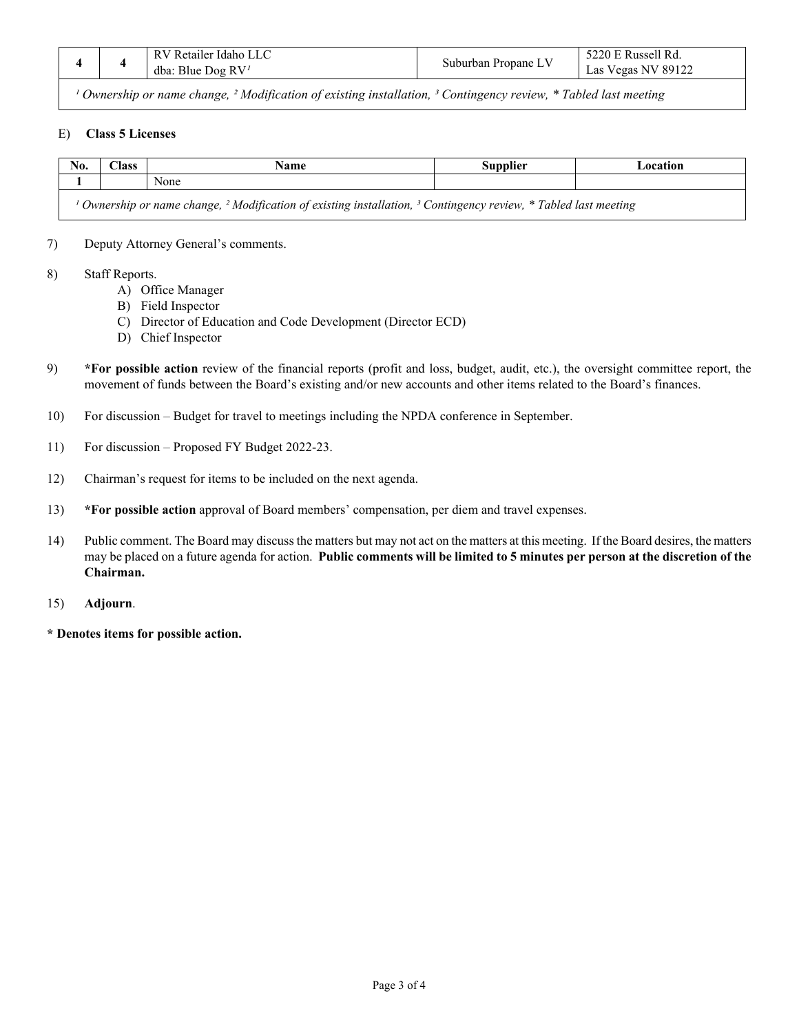| 4 | 4 | RV Retailer Idaho LLC dba: Blue Dog RV[1] | Suburban Propane LV | 5220 E Russell Rd. Las Vegas NV 89122 |
|---|---|---|---|---|
| *[1] Ownership or name change, [2] Modification of existing installation, [3] Contingency review, * Tabled last meeting* | | | | |

E) **Class 5 Licenses**

| No. | Class | Name | Supplier | Location |
|---|---|---|---|---|
| 1 | | None | | |
| *[1] Ownership or name change, [2] Modification of existing installation, [3] Contingency review, * Tabled last meeting* | | | | |

7) Deputy Attorney General's comments.

8) Staff Reports.
   A) Office Manager
   B) Field Inspector
   C) Director of Education and Code Development (Director ECD)
   D) Chief Inspector

9) ***For possible action** review of the financial reports (profit and loss, budget, audit, etc.), the oversight committee report, the movement of funds between the Board's existing and/or new accounts and other items related to the Board's finances.

10) For discussion – Budget for travel to meetings including the NPDA conference in September.

11) For discussion – Proposed FY Budget 2022-23.

12) Chairman's request for items to be included on the next agenda.

13) ***For possible action** approval of Board members' compensation, per diem and travel expenses.

14) Public comment. The Board may discuss the matters but may not act on the matters at this meeting. If the Board desires, the matters may be placed on a future agenda for action. **Public comments will be limited to 5 minutes per person at the discretion of the Chairman.**

15) **Adjourn**.

**\* Denotes items for possible action.**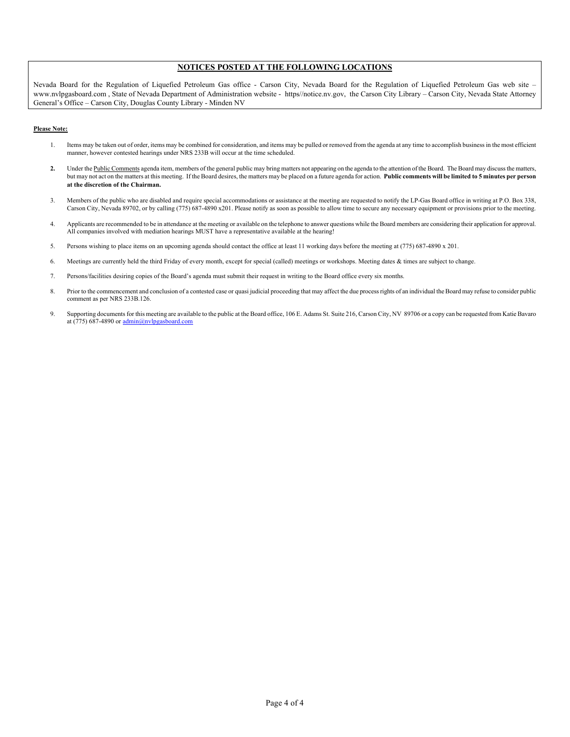## NOTICES POSTED AT THE FOLLOWING LOCATIONS

Nevada Board for the Regulation of Liquefied Petroleum Gas office - Carson City, Nevada Board for the Regulation of Liquefied Petroleum Gas web site – www.nvlpgasboard.com , State of Nevada Department of Administration website - https//notice.nv.gov, the Carson City Library – Carson City, Nevada State Attorney General's Office – Carson City, Douglas County Library - Minden NV

**Please Note:**

1. Items may be taken out of order, items may be combined for consideration, and items may be pulled or removed from the agenda at any time to accomplish business in the most efficient manner, however contested hearings under NRS 233B will occur at the time scheduled.
2. Under the Public Comments agenda item, members of the general public may bring matters not appearing on the agenda to the attention of the Board. The Board may discuss the matters, but may not act on the matters at this meeting. If the Board desires, the matters may be placed on a future agenda for action. **Public comments will be limited to 5 minutes per person at the discretion of the Chairman.**
3. Members of the public who are disabled and require special accommodations or assistance at the meeting are requested to notify the LP-Gas Board office in writing at P.O. Box 338, Carson City, Nevada 89702, or by calling (775) 687-4890 x201. Please notify as soon as possible to allow time to secure any necessary equipment or provisions prior to the meeting.
4. Applicants are recommended to be in attendance at the meeting or available on the telephone to answer questions while the Board members are considering their application for approval. All companies involved with mediation hearings MUST have a representative available at the hearing!
5. Persons wishing to place items on an upcoming agenda should contact the office at least 11 working days before the meeting at (775) 687-4890 x 201.
6. Meetings are currently held the third Friday of every month, except for special (called) meetings or workshops. Meeting dates & times are subject to change.
7. Persons/facilities desiring copies of the Board's agenda must submit their request in writing to the Board office every six months.
8. Prior to the commencement and conclusion of a contested case or quasi judicial proceeding that may affect the due process rights of an individual the Board may refuse to consider public comment as per NRS 233B.126.
9. Supporting documents for this meeting are available to the public at the Board office, 106 E. Adams St. Suite 216, Carson City, NV 89706 or a copy can be requested from Katie Bavaro at (775) 687-4890 or admin@nvlpgasboard.com